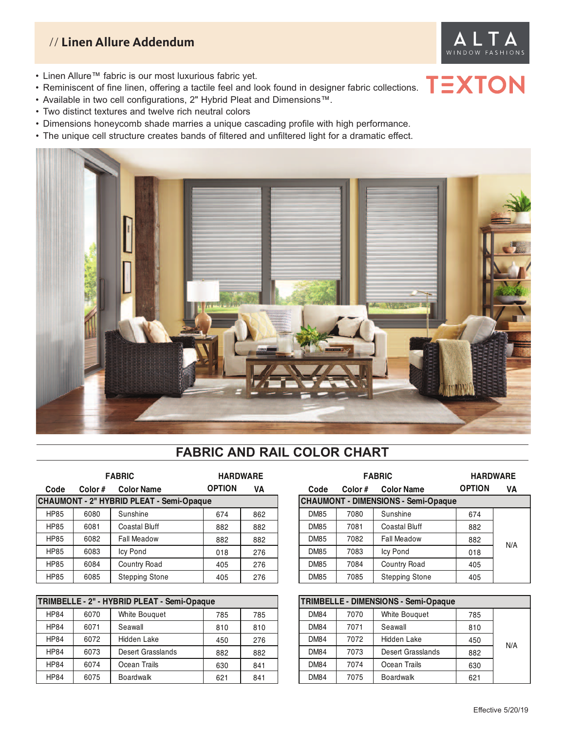# // Linen Allure Addendum

ALTA WINDOW FASHIONS

TEXTON

- Linen Allure™ fabric is our most luxurious fabric yet.
- Reminiscent of fine linen, offering a tactile feel and look found in designer fabric collections.
- Available in two cell configurations, 2" Hybrid Pleat and Dimensions™.
- Two distinct textures and twelve rich neutral colors
- Dimensions honeycomb shade marries a unique cascading profile with high performance.
- The unique cell structure creates bands of filtered and unfiltered light for a dramatic effect.

## FABRIC AND RAIL COLOR CHART

| FABRIC | | | HARDWARE | |
|---|---|---|---|---|
| Code | Color # | Color Name | OPTION | VA |
| **CHAUMONT - 2" HYBRID PLEAT - Semi-Opaque** | | | | |
| HP85 | 6080 | Sunshine | 674 | 862 |
| HP85 | 6081 | Coastal Bluff | 882 | 882 |
| HP85 | 6082 | Fall Meadow | 882 | 882 |
| HP85 | 6083 | Icy Pond | 018 | 276 |
| HP85 | 6084 | Country Road | 405 | 276 |
| HP85 | 6085 | Stepping Stone | 405 | 276 |

| FABRIC | | | HARDWARE | |
|---|---|---|---|---|
| Code | Color # | Color Name | OPTION | VA |
| **TRIMBELLE - 2" - HYBRID PLEAT - Semi-Opaque** | | | | |
| HP84 | 6070 | White Bouquet | 785 | 785 |
| HP84 | 6071 | Seawall | 810 | 810 |
| HP84 | 6072 | Hidden Lake | 450 | 276 |
| HP84 | 6073 | Desert Grasslands | 882 | 882 |
| HP84 | 6074 | Ocean Trails | 630 | 841 |
| HP84 | 6075 | Boardwalk | 621 | 841 |

| FABRIC | | | HARDWARE | |
|---|---|---|---|---|
| Code | Color # | Color Name | OPTION | VA |
| **CHAUMONT - DIMENSIONS - Semi-Opaque** | | | | |
| DM85 | 7080 | Sunshine | 674 | N/A |
| DM85 | 7081 | Coastal Bluff | 882 | |
| DM85 | 7082 | Fall Meadow | 882 | |
| DM85 | 7083 | Icy Pond | 018 | |
| DM85 | 7084 | Country Road | 405 | |
| DM85 | 7085 | Stepping Stone | 405 | |

| FABRIC | | | HARDWARE | |
|---|---|---|---|---|
| Code | Color # | Color Name | OPTION | VA |
| **TRIMBELLE - DIMENSIONS - Semi-Opaque** | | | | |
| DM84 | 7070 | White Bouquet | 785 | N/A |
| DM84 | 7071 | Seawall | 810 | |
| DM84 | 7072 | Hidden Lake | 450 | |
| DM84 | 7073 | Desert Grasslands | 882 | |
| DM84 | 7074 | Ocean Trails | 630 | |
| DM84 | 7075 | Boardwalk | 621 | |

Effective 5/20/19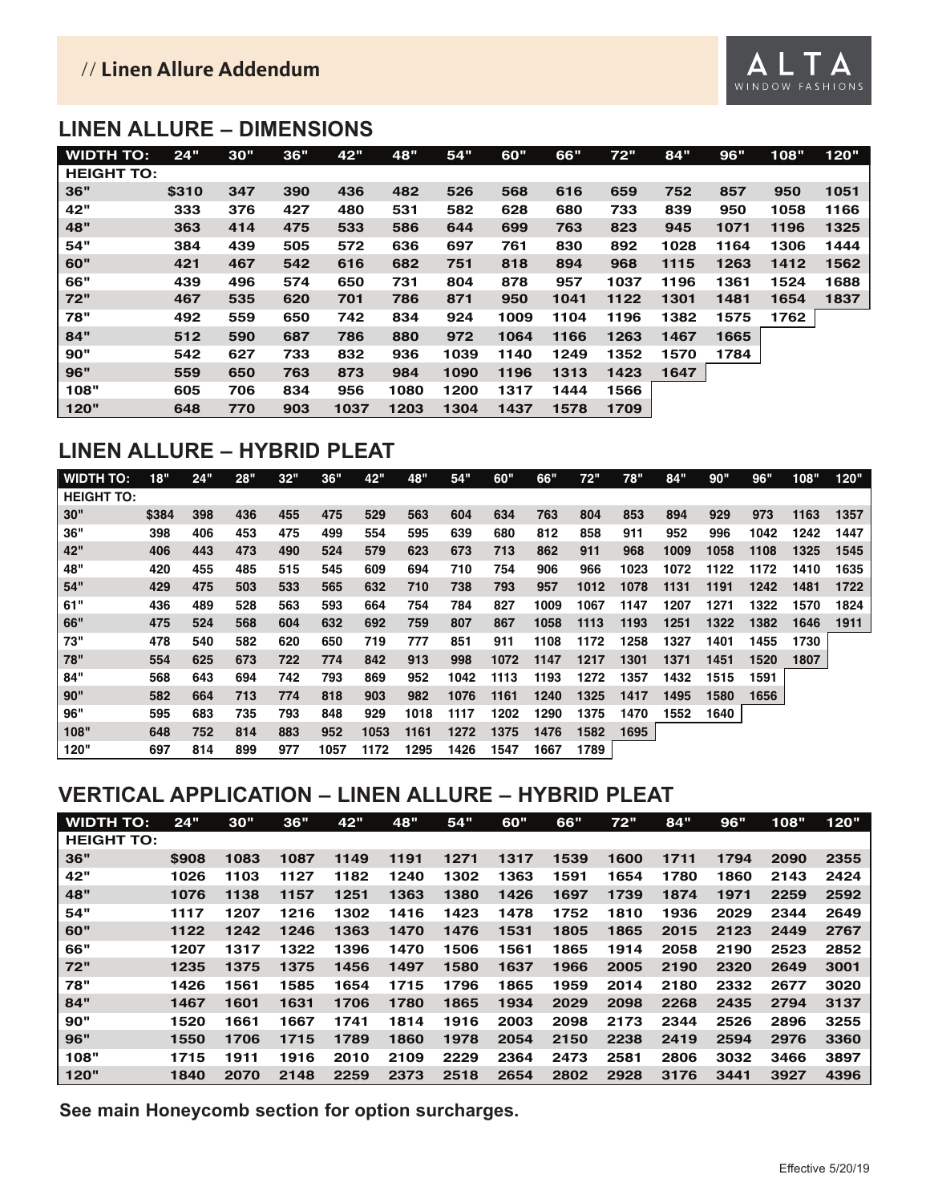// **Linen Allure Addendum**

## LINEN ALLURE – DIMENSIONS

| WIDTH TO: | 24" | 30" | 36" | 42" | 48" | 54" | 60" | 66" | 72" | 84" | 96" | 108" | 120" |
|---|---|---|---|---|---|---|---|---|---|---|---|---|---|
| HEIGHT TO: | | | | | | | | | | | | | |
| 36" | $310 | 347 | 390 | 436 | 482 | 526 | 568 | 616 | 659 | 752 | 857 | 950 | 1051 |
| 42" | 333 | 376 | 427 | 480 | 531 | 582 | 628 | 680 | 733 | 839 | 950 | 1058 | 1166 |
| 48" | 363 | 414 | 475 | 533 | 586 | 644 | 699 | 763 | 823 | 945 | 1071 | 1196 | 1325 |
| 54" | 384 | 439 | 505 | 572 | 636 | 697 | 761 | 830 | 892 | 1028 | 1164 | 1306 | 1444 |
| 60" | 421 | 467 | 542 | 616 | 682 | 751 | 818 | 894 | 968 | 1115 | 1263 | 1412 | 1562 |
| 66" | 439 | 496 | 574 | 650 | 731 | 804 | 878 | 957 | 1037 | 1196 | 1361 | 1524 | 1688 |
| 72" | 467 | 535 | 620 | 701 | 786 | 871 | 950 | 1041 | 1122 | 1301 | 1481 | 1654 | 1837 |
| 78" | 492 | 559 | 650 | 742 | 834 | 924 | 1009 | 1104 | 1196 | 1382 | 1575 | 1762 | |
| 84" | 512 | 590 | 687 | 786 | 880 | 972 | 1064 | 1166 | 1263 | 1467 | 1665 | | |
| 90" | 542 | 627 | 733 | 832 | 936 | 1039 | 1140 | 1249 | 1352 | 1570 | 1784 | | |
| 96" | 559 | 650 | 763 | 873 | 984 | 1090 | 1196 | 1313 | 1423 | 1647 | | | |
| 108" | 605 | 706 | 834 | 956 | 1080 | 1200 | 1317 | 1444 | 1566 | | | | |
| 120" | 648 | 770 | 903 | 1037 | 1203 | 1304 | 1437 | 1578 | 1709 | | | | |

## LINEN ALLURE – HYBRID PLEAT

| WIDTH TO: | 18" | 24" | 28" | 32" | 36" | 42" | 48" | 54" | 60" | 66" | 72" | 78" | 84" | 90" | 96" | 108" | 120" |
|---|---|---|---|---|---|---|---|---|---|---|---|---|---|---|---|---|---|
| HEIGHT TO: | | | | | | | | | | | | | | | | | |
| 30" | $384 | 398 | 436 | 455 | 475 | 529 | 563 | 604 | 634 | 763 | 804 | 853 | 894 | 929 | 973 | 1163 | 1357 |
| 36" | 398 | 406 | 453 | 475 | 499 | 554 | 595 | 639 | 680 | 812 | 858 | 911 | 952 | 996 | 1042 | 1242 | 1447 |
| 42" | 406 | 443 | 473 | 490 | 524 | 579 | 623 | 673 | 713 | 862 | 911 | 968 | 1009 | 1058 | 1108 | 1325 | 1545 |
| 48" | 420 | 455 | 485 | 515 | 545 | 609 | 694 | 710 | 754 | 906 | 966 | 1023 | 1072 | 1122 | 1172 | 1410 | 1635 |
| 54" | 429 | 475 | 503 | 533 | 565 | 632 | 710 | 738 | 793 | 957 | 1012 | 1078 | 1131 | 1191 | 1242 | 1481 | 1722 |
| 61" | 436 | 489 | 528 | 563 | 593 | 664 | 754 | 784 | 827 | 1009 | 1067 | 1147 | 1207 | 1271 | 1322 | 1570 | 1824 |
| 66" | 475 | 524 | 568 | 604 | 632 | 692 | 759 | 807 | 867 | 1058 | 1113 | 1193 | 1251 | 1322 | 1382 | 1646 | 1911 |
| 73" | 478 | 540 | 582 | 620 | 650 | 719 | 777 | 851 | 911 | 1108 | 1172 | 1258 | 1327 | 1401 | 1455 | 1730 | |
| 78" | 554 | 625 | 673 | 722 | 774 | 842 | 913 | 998 | 1072 | 1147 | 1217 | 1301 | 1371 | 1451 | 1520 | 1807 | |
| 84" | 568 | 643 | 694 | 742 | 793 | 869 | 952 | 1042 | 1113 | 1193 | 1272 | 1357 | 1432 | 1515 | 1591 | | |
| 90" | 582 | 664 | 713 | 774 | 818 | 903 | 982 | 1076 | 1161 | 1240 | 1325 | 1417 | 1495 | 1580 | 1656 | | |
| 96" | 595 | 683 | 735 | 793 | 848 | 929 | 1018 | 1117 | 1202 | 1290 | 1375 | 1470 | 1552 | 1640 | | | |
| 108" | 648 | 752 | 814 | 883 | 952 | 1053 | 1161 | 1272 | 1375 | 1476 | 1582 | 1695 | | | | | |
| 120" | 697 | 814 | 899 | 977 | 1057 | 1172 | 1295 | 1426 | 1547 | 1667 | 1789 | | | | | | |

## VERTICAL APPLICATION – LINEN ALLURE – HYBRID PLEAT

| WIDTH TO: | 24" | 30" | 36" | 42" | 48" | 54" | 60" | 66" | 72" | 84" | 96" | 108" | 120" |
|---|---|---|---|---|---|---|---|---|---|---|---|---|---|
| HEIGHT TO: | | | | | | | | | | | | | |
| 36" | $908 | 1083 | 1087 | 1149 | 1191 | 1271 | 1317 | 1539 | 1600 | 1711 | 1794 | 2090 | 2355 |
| 42" | 1026 | 1103 | 1127 | 1182 | 1240 | 1302 | 1363 | 1591 | 1654 | 1780 | 1860 | 2143 | 2424 |
| 48" | 1076 | 1138 | 1157 | 1251 | 1363 | 1380 | 1426 | 1697 | 1739 | 1874 | 1971 | 2259 | 2592 |
| 54" | 1117 | 1207 | 1216 | 1302 | 1416 | 1423 | 1478 | 1752 | 1810 | 1936 | 2029 | 2344 | 2649 |
| 60" | 1122 | 1242 | 1246 | 1363 | 1470 | 1476 | 1531 | 1805 | 1865 | 2015 | 2123 | 2449 | 2767 |
| 66" | 1207 | 1317 | 1322 | 1396 | 1470 | 1506 | 1561 | 1865 | 1914 | 2058 | 2190 | 2523 | 2852 |
| 72" | 1235 | 1375 | 1375 | 1456 | 1497 | 1580 | 1637 | 1966 | 2005 | 2190 | 2320 | 2649 | 3001 |
| 78" | 1426 | 1561 | 1585 | 1654 | 1715 | 1796 | 1865 | 1959 | 2014 | 2180 | 2332 | 2677 | 3020 |
| 84" | 1467 | 1601 | 1631 | 1706 | 1780 | 1865 | 1934 | 2029 | 2098 | 2268 | 2435 | 2794 | 3137 |
| 90" | 1520 | 1661 | 1667 | 1741 | 1814 | 1916 | 2003 | 2098 | 2173 | 2344 | 2526 | 2896 | 3255 |
| 96" | 1550 | 1706 | 1715 | 1789 | 1860 | 1978 | 2054 | 2150 | 2238 | 2419 | 2594 | 2976 | 3360 |
| 108" | 1715 | 1911 | 1916 | 2010 | 2109 | 2229 | 2364 | 2473 | 2581 | 2806 | 3032 | 3466 | 3897 |
| 120" | 1840 | 2070 | 2148 | 2259 | 2373 | 2518 | 2654 | 2802 | 2928 | 3176 | 3441 | 3927 | 4396 |

**See main Honeycomb section for option surcharges.**

Effective 5/20/19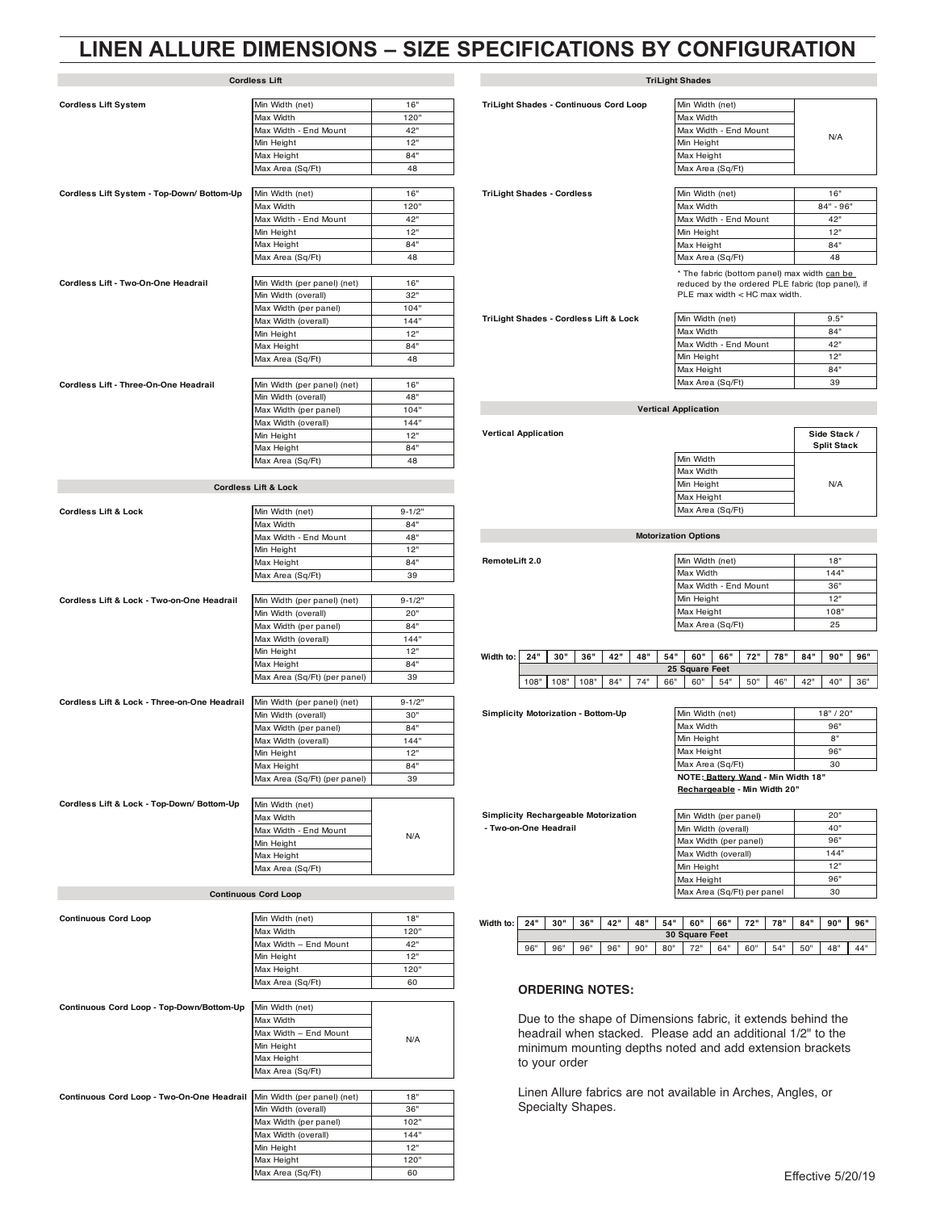# LINEN ALLURE DIMENSIONS – SIZE SPECIFICATIONS BY CONFIGURATION

## Cordless Lift

**Cordless Lift System**

| | |
|---|---|
| Min Width (net) | 16" |
| Max Width | 120" |
| Max Width - End Mount | 42" |
| Min Height | 12" |
| Max Height | 84" |
| Max Area (Sq/Ft) | 48 |

**Cordless Lift System - Top-Down/ Bottom-Up**

| | |
|---|---|
| Min Width (net) | 16" |
| Max Width | 120" |
| Max Width - End Mount | 42" |
| Min Height | 12" |
| Max Height | 84" |
| Max Area (Sq/Ft) | 48 |

**Cordless Lift - Two-On-One Headrail**

| | |
|---|---|
| Min Width (per panel) (net) | 16" |
| Min Width (overall) | 32" |
| Max Width (per panel) | 104" |
| Max Width (overall) | 144" |
| Min Height | 12" |
| Max Height | 84" |
| Max Area (Sq/Ft) | 48 |

**Cordless Lift - Three-On-One Headrail**

| | |
|---|---|
| Min Width (per panel) (net) | 16" |
| Min Width (overall) | 48" |
| Max Width (per panel) | 104" |
| Max Width (overall) | 144" |
| Min Height | 12" |
| Max Height | 84" |
| Max Area (Sq/Ft) | 48 |

## Cordless Lift & Lock

**Cordless Lift & Lock**

| | |
|---|---|
| Min Width (net) | 9-1/2" |
| Max Width | 84" |
| Max Width - End Mount | 48" |
| Min Height | 12" |
| Max Height | 84" |
| Max Area (Sq/Ft) | 39 |

**Cordless Lift & Lock - Two-on-One Headrail**

| | |
|---|---|
| Min Width (per panel) (net) | 9-1/2" |
| Min Width (overall) | 20" |
| Max Width (per panel) | 84" |
| Max Width (overall) | 144" |
| Min Height | 12" |
| Max Height | 84" |
| Max Area (Sq/Ft) (per panel) | 39 |

**Cordless Lift & Lock - Three-on-One Headrail**

| | |
|---|---|
| Min Width (per panel) (net) | 9-1/2" |
| Min Width (overall) | 30" |
| Max Width (per panel) | 84" |
| Max Width (overall) | 144" |
| Min Height | 12" |
| Max Height | 84" |
| Max Area (Sq/Ft) (per panel) | 39 |

**Cordless Lift & Lock - Top-Down/ Bottom-Up**

| | |
|---|---|
| Min Width (net) | N/A |
| Max Width | |
| Max Width - End Mount | |
| Min Height | |
| Max Height | |
| Max Area (Sq/Ft) | |

## Continuous Cord Loop

**Continuous Cord Loop**

| | |
|---|---|
| Min Width (net) | 18" |
| Max Width | 120" |
| Max Width – End Mount | 42" |
| Min Height | 12" |
| Max Height | 120" |
| Max Area (Sq/Ft) | 60 |

**Continuous Cord Loop - Top-Down/Bottom-Up**

| | |
|---|---|
| Min Width (net) | N/A |
| Max Width | |
| Max Width – End Mount | |
| Min Height | |
| Max Height | |
| Max Area (Sq/Ft) | |

**Continuous Cord Loop - Two-On-One Headrail**

| | |
|---|---|
| Min Width (per panel) (net) | 18" |
| Min Width (overall) | 36" |
| Max Width (per panel) | 102" |
| Max Width (overall) | 144" |
| Min Height | 12" |
| Max Height | 120" |
| Max Area (Sq/Ft) | 60 |

## TriLight Shades

**TriLight Shades - Continuous Cord Loop**

| | |
|---|---|
| Min Width (net) | N/A |
| Max Width | |
| Max Width - End Mount | |
| Min Height | |
| Max Height | |
| Max Area (Sq/Ft) | |

**TriLight Shades - Cordless**

| | |
|---|---|
| Min Width (net) | 16" |
| Max Width | 84" - 96" |
| Max Width - End Mount | 42" |
| Min Height | 12" |
| Max Height | 84" |
| Max Area (Sq/Ft) | 48 |

* The fabric (bottom panel) max width can be reduced by the ordered PLE fabric (top panel), if PLE max width < HC max width.

**TriLight Shades - Cordless Lift & Lock**

| | |
|---|---|
| Min Width (net) | 9.5" |
| Max Width | 84" |
| Max Width - End Mount | 42" |
| Min Height | 12" |
| Max Height | 84" |
| Max Area (Sq/Ft) | 39 |

## Vertical Application

**Vertical Application**

| | Side Stack / Split Stack |
|---|---|
| Min Width | N/A |
| Max Width | |
| Min Height | |
| Max Height | |
| Max Area (Sq/Ft) | |

## Motorization Options

**RemoteLift 2.0**

| | |
|---|---|
| Min Width (net) | 18" |
| Max Width | 144" |
| Max Width - End Mount | 36" |
| Min Height | 12" |
| Max Height | 108" |
| Max Area (Sq/Ft) | 25 |

| Width to: | 24" | 30" | 36" | 42" | 48" | 54" | 60" | 66" | 72" | 78" | 84" | 90" | 96" |
|---|---|---|---|---|---|---|---|---|---|---|---|---|---|
| | 25 Square Feet | | | | | | | | | | | | |
| | 108" | 108" | 108" | 84" | 74" | 66" | 60" | 54" | 50" | 46" | 42" | 40" | 36" |

**Simplicity Motorization - Bottom-Up**

| | |
|---|---|
| Min Width (net) | 18" / 20" |
| Max Width | 96" |
| Min Height | 8" |
| Max Height | 96" |
| Max Area (Sq/Ft) | 30 |

**NOTE: Battery Wand - Min Width 18" Rechargeable - Min Width 20"**

**Simplicity Rechargeable Motorization - Two-on-One Headrail**

| | |
|---|---|
| Min Width (per panel) | 20" |
| Min Width (overall) | 40" |
| Max Width (per panel) | 96" |
| Max Width (overall) | 144" |
| Min Height | 12" |
| Max Height | 96" |
| Max Area (Sq/Ft) per panel | 30 |

| Width to: | 24" | 30" | 36" | 42" | 48" | 54" | 60" | 66" | 72" | 78" | 84" | 90" | 96" |
|---|---|---|---|---|---|---|---|---|---|---|---|---|---|
| | 30 Square Feet | | | | | | | | | | | | |
| | 96" | 96" | 96" | 96" | 90" | 80" | 72" | 64" | 60" | 54" | 50" | 48" | 44" |

### ORDERING NOTES:

Due to the shape of Dimensions fabric, it extends behind the headrail when stacked. Please add an additional 1/2" to the minimum mounting depths noted and add extension brackets to your order

Linen Allure fabrics are not available in Arches, Angles, or Specialty Shapes.

Effective 5/20/19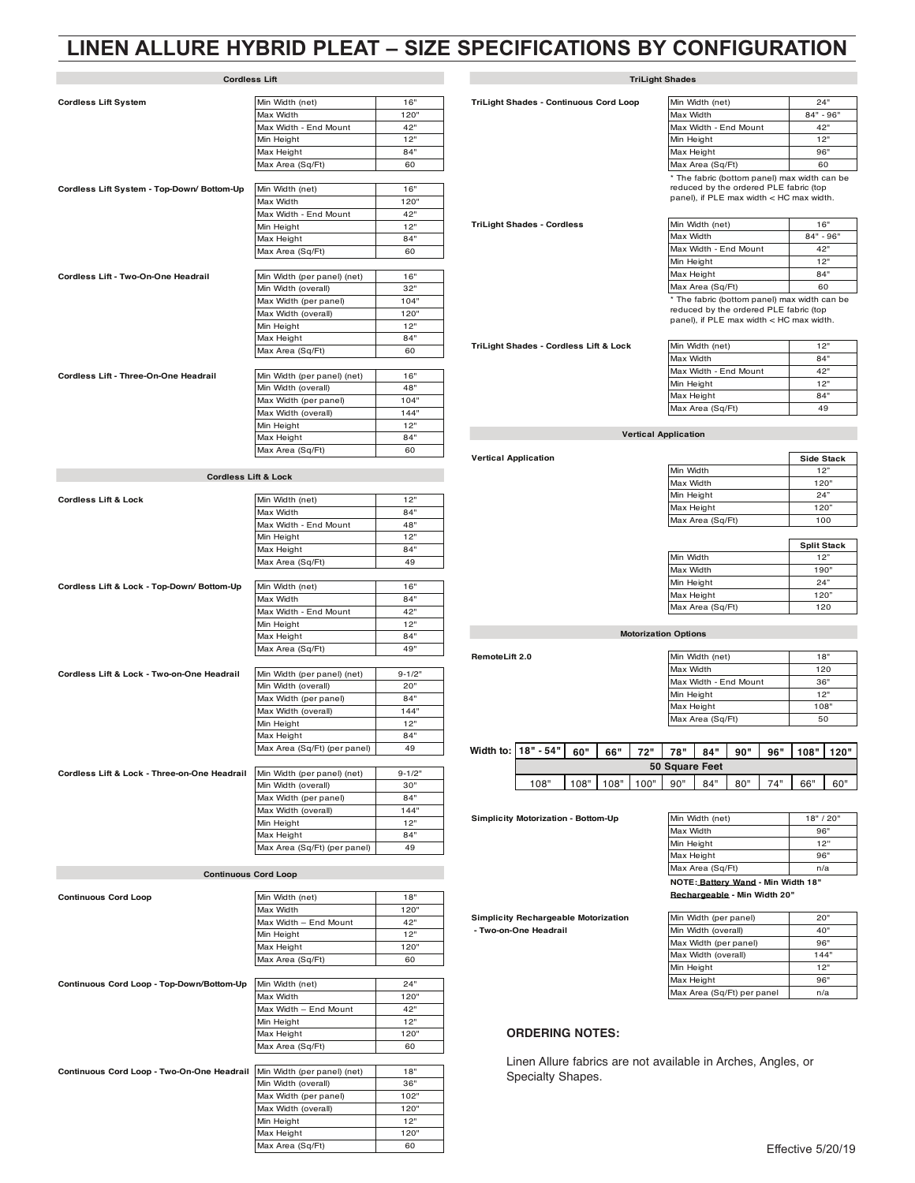# LINEN ALLURE HYBRID PLEAT – SIZE SPECIFICATIONS BY CONFIGURATION

## Cordless Lift

**Cordless Lift System**

| | |
|---|---|
| Min Width (net) | 16" |
| Max Width | 120" |
| Max Width - End Mount | 42" |
| Min Height | 12" |
| Max Height | 84" |
| Max Area (Sq/Ft) | 60 |

**Cordless Lift System - Top-Down/ Bottom-Up**

| | |
|---|---|
| Min Width (net) | 16" |
| Max Width | 120" |
| Max Width - End Mount | 42" |
| Min Height | 12" |
| Max Height | 84" |
| Max Area (Sq/Ft) | 60 |

**Cordless Lift - Two-On-One Headrail**

| | |
|---|---|
| Min Width (per panel) (net) | 16" |
| Min Width (overall) | 32" |
| Max Width (per panel) | 104" |
| Max Width (overall) | 120" |
| Min Height | 12" |
| Max Height | 84" |
| Max Area (Sq/Ft) | 60 |

**Cordless Lift - Three-On-One Headrail**

| | |
|---|---|
| Min Width (per panel) (net) | 16" |
| Min Width (overall) | 48" |
| Max Width (per panel) | 104" |
| Max Width (overall) | 144" |
| Min Height | 12" |
| Max Height | 84" |
| Max Area (Sq/Ft) | 60 |

## Cordless Lift & Lock

**Cordless Lift & Lock**

| | |
|---|---|
| Min Width (net) | 12" |
| Max Width | 84" |
| Max Width - End Mount | 48" |
| Min Height | 12" |
| Max Height | 84" |
| Max Area (Sq/Ft) | 49 |

**Cordless Lift & Lock - Top-Down/ Bottom-Up**

| | |
|---|---|
| Min Width (net) | 16" |
| Max Width | 84" |
| Max Width - End Mount | 42" |
| Min Height | 12" |
| Max Height | 84" |
| Max Area (Sq/Ft) | 49" |

**Cordless Lift & Lock - Two-on-One Headrail**

| | |
|---|---|
| Min Width (per panel) (net) | 9-1/2" |
| Min Width (overall) | 20" |
| Max Width (per panel) | 84" |
| Max Width (overall) | 144" |
| Min Height | 12" |
| Max Height | 84" |
| Max Area (Sq/Ft) (per panel) | 49 |

**Cordless Lift & Lock - Three-on-One Headrail**

| | |
|---|---|
| Min Width (per panel) (net) | 9-1/2" |
| Min Width (overall) | 30" |
| Max Width (per panel) | 84" |
| Max Width (overall) | 144" |
| Min Height | 12" |
| Max Height | 84" |
| Max Area (Sq/Ft) (per panel) | 49 |

## Continuous Cord Loop

**Continuous Cord Loop**

| | |
|---|---|
| Min Width (net) | 18" |
| Max Width | 120" |
| Max Width – End Mount | 42" |
| Min Height | 12" |
| Max Height | 120" |
| Max Area (Sq/Ft) | 60 |

**Continuous Cord Loop - Top-Down/Bottom-Up**

| | |
|---|---|
| Min Width (net) | 24" |
| Max Width | 120" |
| Max Width – End Mount | 42" |
| Min Height | 12" |
| Max Height | 120" |
| Max Area (Sq/Ft) | 60 |

**Continuous Cord Loop - Two-On-One Headrail**

| | |
|---|---|
| Min Width (per panel) (net) | 18" |
| Min Width (overall) | 36" |
| Max Width (per panel) | 102" |
| Max Width (overall) | 120" |
| Min Height | 12" |
| Max Height | 120" |
| Max Area (Sq/Ft) | 60 |

## TriLight Shades

**TriLight Shades - Continuous Cord Loop**

| | |
|---|---|
| Min Width (net) | 24" |
| Max Width | 84" - 96" |
| Max Width - End Mount | 42" |
| Min Height | 12" |
| Max Height | 96" |
| Max Area (Sq/Ft) | 60 |

* The fabric (bottom panel) max width can be reduced by the ordered PLE fabric (top panel), if PLE max width < HC max width.

**TriLight Shades - Cordless**

| | |
|---|---|
| Min Width (net) | 16" |
| Max Width | 84" - 96" |
| Max Width - End Mount | 42" |
| Min Height | 12" |
| Max Height | 84" |
| Max Area (Sq/Ft) | 60 |

* The fabric (bottom panel) max width can be reduced by the ordered PLE fabric (top panel), if PLE max width < HC max width.

**TriLight Shades - Cordless Lift & Lock**

| | |
|---|---|
| Min Width (net) | 12" |
| Max Width | 84" |
| Max Width - End Mount | 42" |
| Min Height | 12" |
| Max Height | 84" |
| Max Area (Sq/Ft) | 49 |

## Vertical Application

**Vertical Application**

| | Side Stack |
|---|---|
| Min Width | 12" |
| Max Width | 120" |
| Min Height | 24" |
| Max Height | 120" |
| Max Area (Sq/Ft) | 100 |

| | Split Stack |
|---|---|
| Min Width | 12" |
| Max Width | 190" |
| Min Height | 24" |
| Max Height | 120" |
| Max Area (Sq/Ft) | 120 |

## Motorization Options

**RemoteLift 2.0**

| | |
|---|---|
| Min Width (net) | 18" |
| Max Width | 120 |
| Max Width - End Mount | 36" |
| Min Height | 12" |
| Max Height | 108" |
| Max Area (Sq/Ft) | 50 |

| Width to: | 18" - 54" | 60" | 66" | 72" | 78" | 84" | 90" | 96" | 108" | 120" |
|---|---|---|---|---|---|---|---|---|---|---|
| | 50 Square Feet | | | | | | | | | |
| | 108" | 108" | 108" | 100" | 90" | 84" | 80" | 74" | 66" | 60" |

**Simplicity Motorization - Bottom-Up**

| | |
|---|---|
| Min Width (net) | 18" / 20" |
| Max Width | 96" |
| Min Height | 12" |
| Max Height | 96" |
| Max Area (Sq/Ft) | n/a |

**NOTE: Battery Wand - Min Width 18"**
**Rechargeable - Min Width 20"**

**Simplicity Rechargeable Motorization - Two-on-One Headrail**

| | |
|---|---|
| Min Width (per panel) | 20" |
| Min Width (overall) | 40" |
| Max Width (per panel) | 96" |
| Max Width (overall) | 144" |
| Min Height | 12" |
| Max Height | 96" |
| Max Area (Sq/Ft) per panel | n/a |

### ORDERING NOTES:

Linen Allure fabrics are not available in Arches, Angles, or Specialty Shapes.

Effective 5/20/19